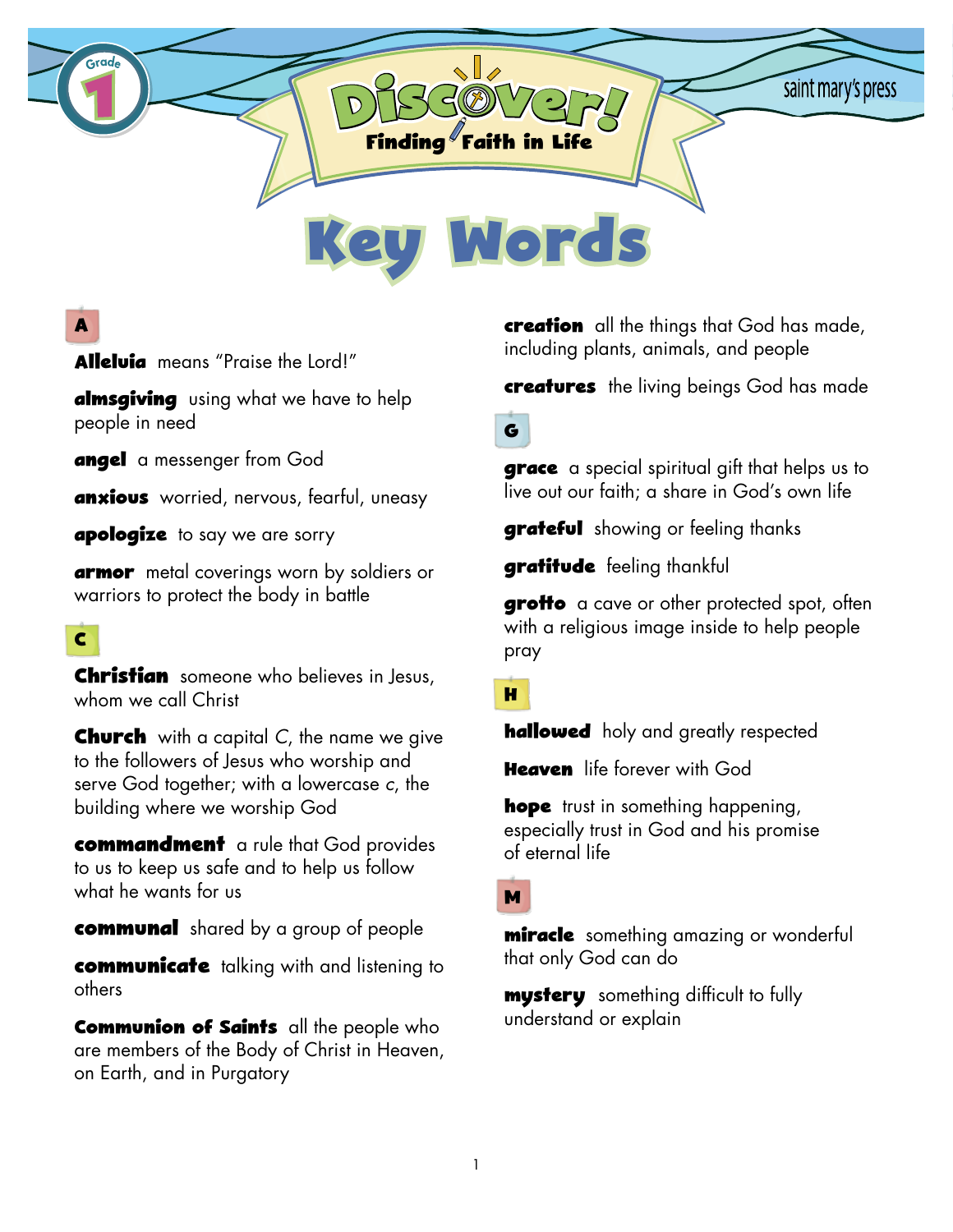Grade 1

# Discover! Finding Faith in Life

saint mary's press

# Key Words

## A

**Alleluia** means "Praise the Lord!"

**almsgiving** using what we have to help people in need

**angel** a messenger from God

**anxious** worried, nervous, fearful, uneasy

**apologize** to say we are sorry

**armor** metal coverings worn by soldiers or warriors to protect the body in battle

## C

**Christian** someone who believes in Jesus, whom we call Christ

**Church** with a capital *C*, the name we give to the followers of Jesus who worship and serve God together; with a lowercase *c*, the building where we worship God

**commandment** a rule that God provides to us to keep us safe and to help us follow what he wants for us

**communal** shared by a group of people

**communicate** talking with and listening to others

**Communion of Saints** all the people who are members of the Body of Christ in Heaven, on Earth, and in Purgatory

**creation** all the things that God has made, including plants, animals, and people

**creatures** the living beings God has made

## G

**grace** a special spiritual gift that helps us to live out our faith; a share in God's own life

**grateful** showing or feeling thanks

**gratitude** feeling thankful

**grotto** a cave or other protected spot, often with a religious image inside to help people pray

## H

**hallowed** holy and greatly respected

**Heaven** life forever with God

**hope** trust in something happening, especially trust in God and his promise of eternal life

## M

**miracle** something amazing or wonderful that only God can do

**mystery** something difficult to fully understand or explain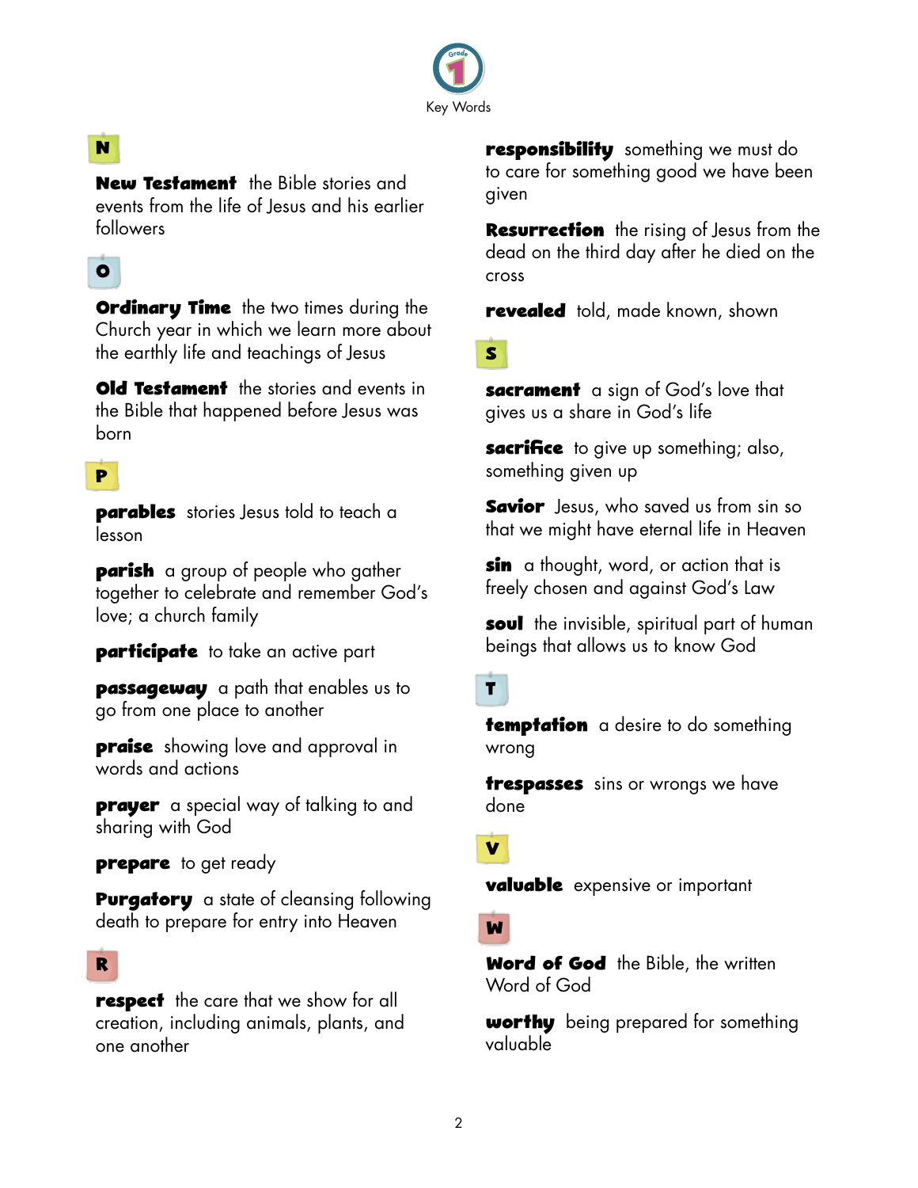Key Words

## N

**New Testament** the Bible stories and events from the life of Jesus and his earlier followers

## O

**Ordinary Time** the two times during the Church year in which we learn more about the earthly life and teachings of Jesus

**Old Testament** the stories and events in the Bible that happened before Jesus was born

## P

**parables** stories Jesus told to teach a lesson

**parish** a group of people who gather together to celebrate and remember God's love; a church family

**participate** to take an active part

**passageway** a path that enables us to go from one place to another

**praise** showing love and approval in words and actions

**prayer** a special way of talking to and sharing with God

**prepare** to get ready

**Purgatory** a state of cleansing following death to prepare for entry into Heaven

## R

**respect** the care that we show for all creation, including animals, plants, and one another

**responsibility** something we must do to care for something good we have been given

**Resurrection** the rising of Jesus from the dead on the third day after he died on the cross

**revealed** told, made known, shown

## S

**sacrament** a sign of God's love that gives us a share in God's life

**sacrifice** to give up something; also, something given up

**Savior** Jesus, who saved us from sin so that we might have eternal life in Heaven

**sin** a thought, word, or action that is freely chosen and against God's Law

**soul** the invisible, spiritual part of human beings that allows us to know God

## T

**temptation** a desire to do something wrong

**trespasses** sins or wrongs we have done

## V

**valuable** expensive or important

## W

**Word of God** the Bible, the written Word of God

**worthy** being prepared for something valuable